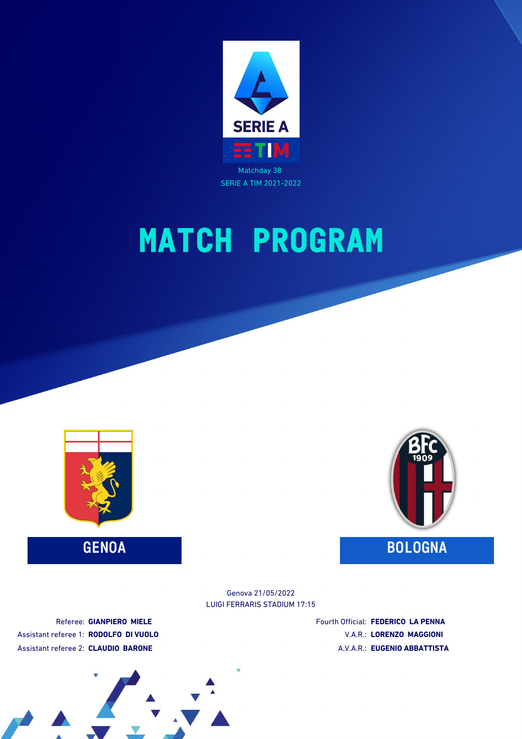SERIE A TIM

Matchday 38

SERIE A TIM 2021-2022

# MATCH PROGRAM

**GENOA**

**BOLOGNA**

Genova 21/05/2022

LUIGI FERRARIS STADIUM 17:15

Referee: **GIANPIERO MIELE**

Assistant referee 1: **RODOLFO DI VUOLO**

Assistant referee 2: **CLAUDIO BARONE**

Fourth Official: **FEDERICO LA PENNA**

V.A.R.: **LORENZO MAGGIONI**

A.V.A.R.: **EUGENIO ABBATTISTA**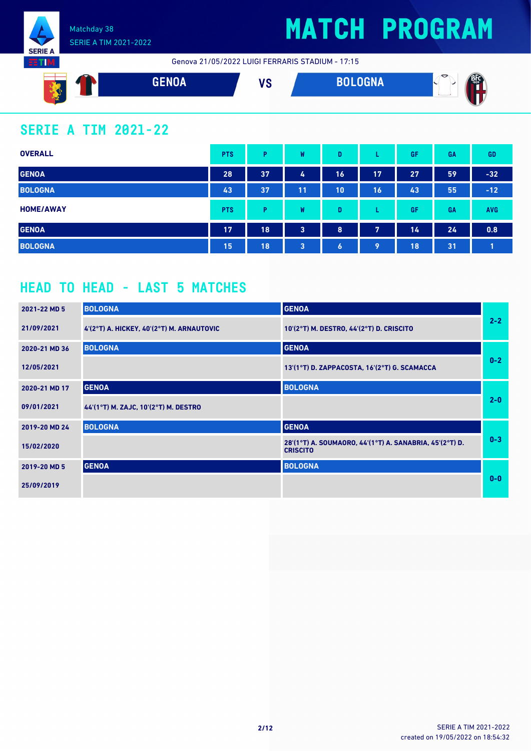# MATCH PROGRAM

Matchday 38

SERIE A TIM 2021-2022

Genova 21/05/2022 LUIGI FERRARIS STADIUM - 17:15

**GENOA** VS **BOLOGNA**

## SERIE A TIM 2021-22

| OVERALL | PTS | P | W | D | L | GF | GA | GD |
|---|---|---|---|---|---|---|---|---|
| GENOA | 28 | 37 | 4 | 16 | 17 | 27 | 59 | -32 |
| BOLOGNA | 43 | 37 | 11 | 10 | 16 | 43 | 55 | -12 |

| HOME/AWAY | PTS | P | W | D | L | GF | GA | AVG |
|---|---|---|---|---|---|---|---|---|
| GENOA | 17 | 18 | 3 | 8 | 7 | 14 | 24 | 0.8 |
| BOLOGNA | 15 | 18 | 3 | 6 | 9 | 18 | 31 | 1 |

## HEAD TO HEAD - LAST 5 MATCHES

| Match | Home | Away | Result |
|---|---|---|---|
| 2021-22 MD 5 | BOLOGNA | GENOA | 2-2 |
| 21/09/2021 | 4'(2°T) A. HICKEY, 40'(2°T) M. ARNAUTOVIC | 10'(2°T) M. DESTRO, 44'(2°T) D. CRISCITO | |
| 2020-21 MD 36 | BOLOGNA | GENOA | 0-2 |
| 12/05/2021 | | 13'(1°T) D. ZAPPACOSTA, 16'(2°T) G. SCAMACCA | |
| 2020-21 MD 17 | GENOA | BOLOGNA | 2-0 |
| 09/01/2021 | 44'(1°T) M. ZAJC, 10'(2°T) M. DESTRO | | |
| 2019-20 MD 24 | BOLOGNA | GENOA | 0-3 |
| 15/02/2020 | | 28'(1°T) A. SOUMAORO, 44'(1°T) A. SANABRIA, 45'(2°T) D. CRISCITO | |
| 2019-20 MD 5 | GENOA | BOLOGNA | 0-0 |
| 25/09/2019 | | | |

created on 19/05/2022 on 18:54:32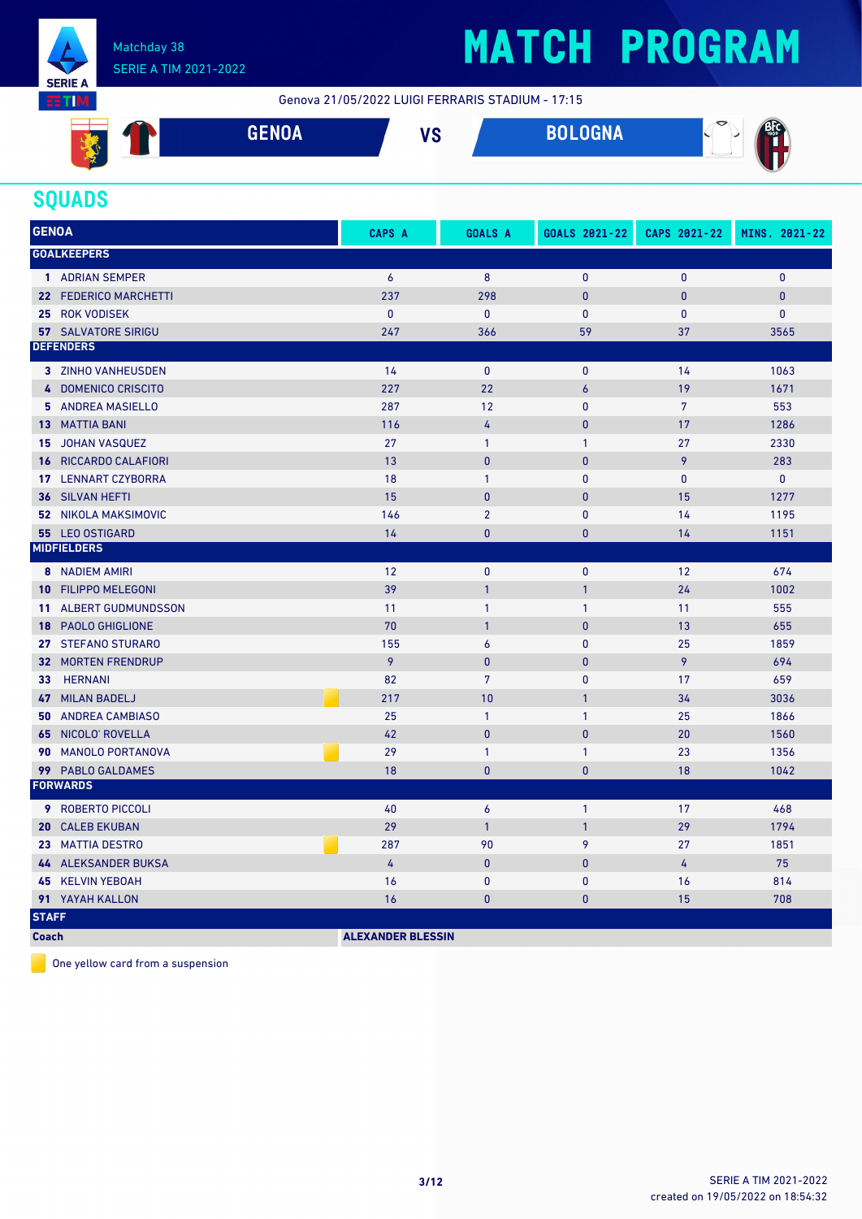Matchday 38
SERIE A TIM 2021-2022

# MATCH PROGRAM

Genova 21/05/2022 LUIGI FERRARIS STADIUM - 17:15

**GENOA** VS **BOLOGNA**

## SQUADS

| GENOA | CAPS A | GOALS A | GOALS 2021-22 | CAPS 2021-22 | MINS. 2021-22 |
|---|---|---|---|---|---|
| **GOALKEEPERS** | | | | | |
| 1 ADRIAN SEMPER | 6 | 8 | 0 | 0 | 0 |
| 22 FEDERICO MARCHETTI | 237 | 298 | 0 | 0 | 0 |
| 25 ROK VODISEK | 0 | 0 | 0 | 0 | 0 |
| 57 SALVATORE SIRIGU | 247 | 366 | 59 | 37 | 3565 |
| **DEFENDERS** | | | | | |
| 3 ZINHO VANHEUSDEN | 14 | 0 | 0 | 14 | 1063 |
| 4 DOMENICO CRISCITO | 227 | 22 | 6 | 19 | 1671 |
| 5 ANDREA MASIELLO | 287 | 12 | 0 | 7 | 553 |
| 13 MATTIA BANI | 116 | 4 | 0 | 17 | 1286 |
| 15 JOHAN VASQUEZ | 27 | 1 | 1 | 27 | 2330 |
| 16 RICCARDO CALAFIORI | 13 | 0 | 0 | 9 | 283 |
| 17 LENNART CZYBORRA | 18 | 1 | 0 | 0 | 0 |
| 36 SILVAN HEFTI | 15 | 0 | 0 | 15 | 1277 |
| 52 NIKOLA MAKSIMOVIC | 146 | 2 | 0 | 14 | 1195 |
| 55 LEO OSTIGARD | 14 | 0 | 0 | 14 | 1151 |
| **MIDFIELDERS** | | | | | |
| 8 NADIEM AMIRI | 12 | 0 | 0 | 12 | 674 |
| 10 FILIPPO MELEGONI | 39 | 1 | 1 | 24 | 1002 |
| 11 ALBERT GUDMUNDSSON | 11 | 1 | 1 | 11 | 555 |
| 18 PAOLO GHIGLIONE | 70 | 1 | 0 | 13 | 655 |
| 27 STEFANO STURARO | 155 | 6 | 0 | 25 | 1859 |
| 32 MORTEN FRENDRUP | 9 | 0 | 0 | 9 | 694 |
| 33 HERNANI | 82 | 7 | 0 | 17 | 659 |
| 47 MILAN BADELJ 🟨 | 217 | 10 | 1 | 34 | 3036 |
| 50 ANDREA CAMBIASO | 25 | 1 | 1 | 25 | 1866 |
| 65 NICOLO' ROVELLA | 42 | 0 | 0 | 20 | 1560 |
| 90 MANOLO PORTANOVA 🟨 | 29 | 1 | 1 | 23 | 1356 |
| 99 PABLO GALDAMES | 18 | 0 | 0 | 18 | 1042 |
| **FORWARDS** | | | | | |
| 9 ROBERTO PICCOLI | 40 | 6 | 1 | 17 | 468 |
| 20 CALEB EKUBAN | 29 | 1 | 1 | 29 | 1794 |
| 23 MATTIA DESTRO 🟨 | 287 | 90 | 9 | 27 | 1851 |
| 44 ALEKSANDER BUKSA | 4 | 0 | 0 | 4 | 75 |
| 45 KELVIN YEBOAH | 16 | 0 | 0 | 16 | 814 |
| 91 YAYAH KALLON | 16 | 0 | 0 | 15 | 708 |
| **STAFF** | | | | | |
| Coach | ALEXANDER BLESSIN | | | | |

🟨 One yellow card from a suspension

SERIE A TIM 2021-2022
created on 19/05/2022 on 18:54:32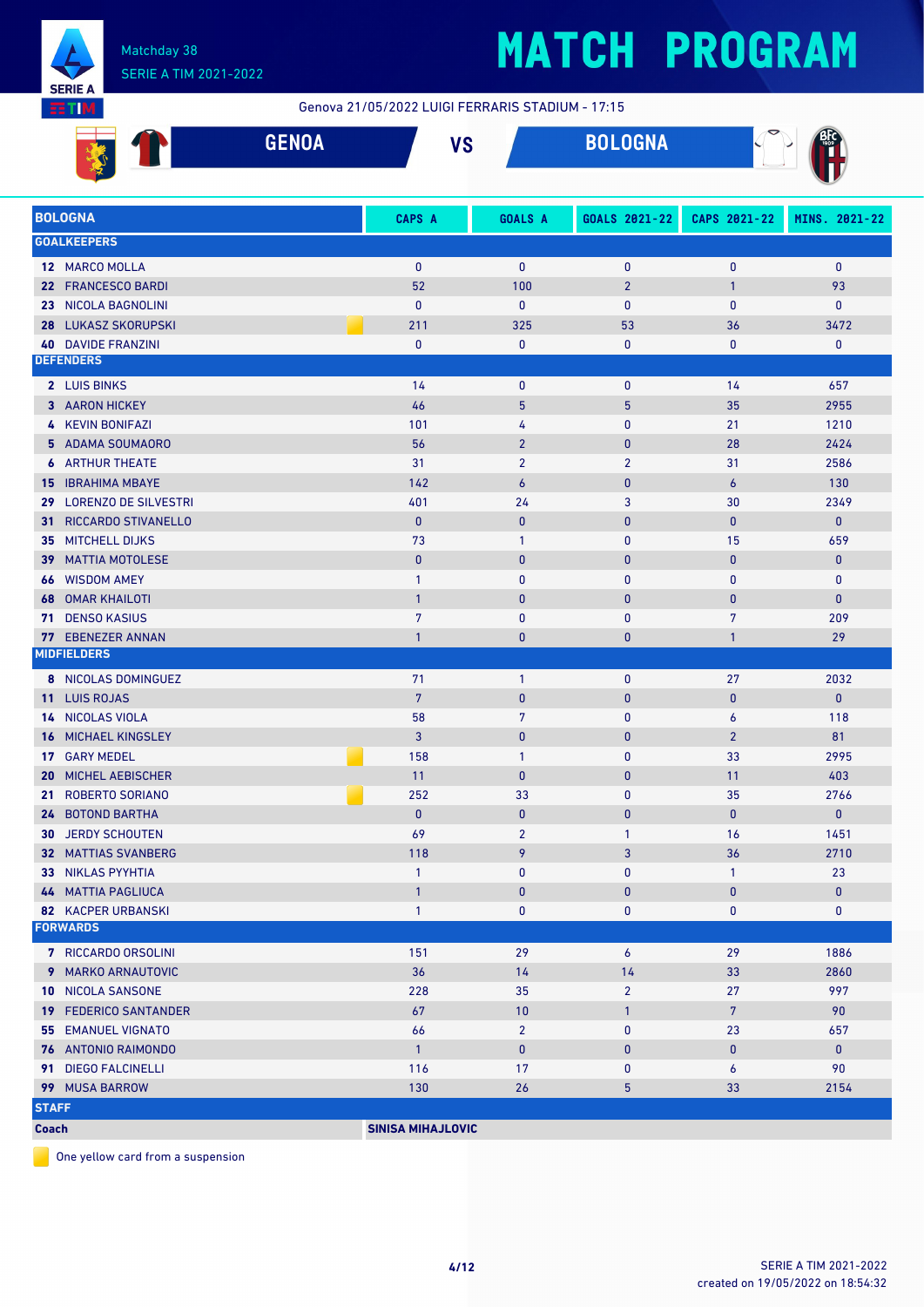# MATCH PROGRAM

Matchday 38
SERIE A TIM 2021-2022

Genova 21/05/2022 LUIGI FERRARIS STADIUM - 17:15

## GENOA VS BOLOGNA

| BOLOGNA | CAPS A | GOALS A | GOALS 2021-22 | CAPS 2021-22 | MINS. 2021-22 |
|---|---|---|---|---|---|
| **GOALKEEPERS** | | | | | |
| 12 MARCO MOLLA | 0 | 0 | 0 | 0 | 0 |
| 22 FRANCESCO BARDI | 52 | 100 | 2 | 1 | 93 |
| 23 NICOLA BAGNOLINI | 0 | 0 | 0 | 0 | 0 |
| 28 LUKASZ SKORUPSKI 🟨 | 211 | 325 | 53 | 36 | 3472 |
| 40 DAVIDE FRANZINI | 0 | 0 | 0 | 0 | 0 |
| **DEFENDERS** | | | | | |
| 2 LUIS BINKS | 14 | 0 | 0 | 14 | 657 |
| 3 AARON HICKEY | 46 | 5 | 5 | 35 | 2955 |
| 4 KEVIN BONIFAZI | 101 | 4 | 0 | 21 | 1210 |
| 5 ADAMA SOUMAORO | 56 | 2 | 0 | 28 | 2424 |
| 6 ARTHUR THEATE | 31 | 2 | 2 | 31 | 2586 |
| 15 IBRAHIMA MBAYE | 142 | 6 | 0 | 6 | 130 |
| 29 LORENZO DE SILVESTRI | 401 | 24 | 3 | 30 | 2349 |
| 31 RICCARDO STIVANELLO | 0 | 0 | 0 | 0 | 0 |
| 35 MITCHELL DIJKS | 73 | 1 | 0 | 15 | 659 |
| 39 MATTIA MOTOLESE | 0 | 0 | 0 | 0 | 0 |
| 66 WISDOM AMEY | 1 | 0 | 0 | 0 | 0 |
| 68 OMAR KHAILOTI | 1 | 0 | 0 | 0 | 0 |
| 71 DENSO KASIUS | 7 | 0 | 0 | 7 | 209 |
| 77 EBENEZER ANNAN | 1 | 0 | 0 | 1 | 29 |
| **MIDFIELDERS** | | | | | |
| 8 NICOLAS DOMINGUEZ | 71 | 1 | 0 | 27 | 2032 |
| 11 LUIS ROJAS | 7 | 0 | 0 | 0 | 0 |
| 14 NICOLAS VIOLA | 58 | 7 | 0 | 6 | 118 |
| 16 MICHAEL KINGSLEY | 3 | 0 | 0 | 2 | 81 |
| 17 GARY MEDEL 🟨 | 158 | 1 | 0 | 33 | 2995 |
| 20 MICHEL AEBISCHER | 11 | 0 | 0 | 11 | 403 |
| 21 ROBERTO SORIANO 🟨 | 252 | 33 | 0 | 35 | 2766 |
| 24 BOTOND BARTHA | 0 | 0 | 0 | 0 | 0 |
| 30 JERDY SCHOUTEN | 69 | 2 | 1 | 16 | 1451 |
| 32 MATTIAS SVANBERG | 118 | 9 | 3 | 36 | 2710 |
| 33 NIKLAS PYYHTIA | 1 | 0 | 0 | 1 | 23 |
| 44 MATTIA PAGLIUCA | 1 | 0 | 0 | 0 | 0 |
| 82 KACPER URBANSKI | 1 | 0 | 0 | 0 | 0 |
| **FORWARDS** | | | | | |
| 7 RICCARDO ORSOLINI | 151 | 29 | 6 | 29 | 1886 |
| 9 MARKO ARNAUTOVIC | 36 | 14 | 14 | 33 | 2860 |
| 10 NICOLA SANSONE | 228 | 35 | 2 | 27 | 997 |
| 19 FEDERICO SANTANDER | 67 | 10 | 1 | 7 | 90 |
| 55 EMANUEL VIGNATO | 66 | 2 | 0 | 23 | 657 |
| 76 ANTONIO RAIMONDO | 1 | 0 | 0 | 0 | 0 |
| 91 DIEGO FALCINELLI | 116 | 17 | 0 | 6 | 90 |
| 99 MUSA BARROW | 130 | 26 | 5 | 33 | 2154 |
| **STAFF** | | | | | |
| **Coach** | **SINISA MIHAJLOVIC** | | | | |

🟨 One yellow card from a suspension

SERIE A TIM 2021-2022
created on 19/05/2022 on 18:54:32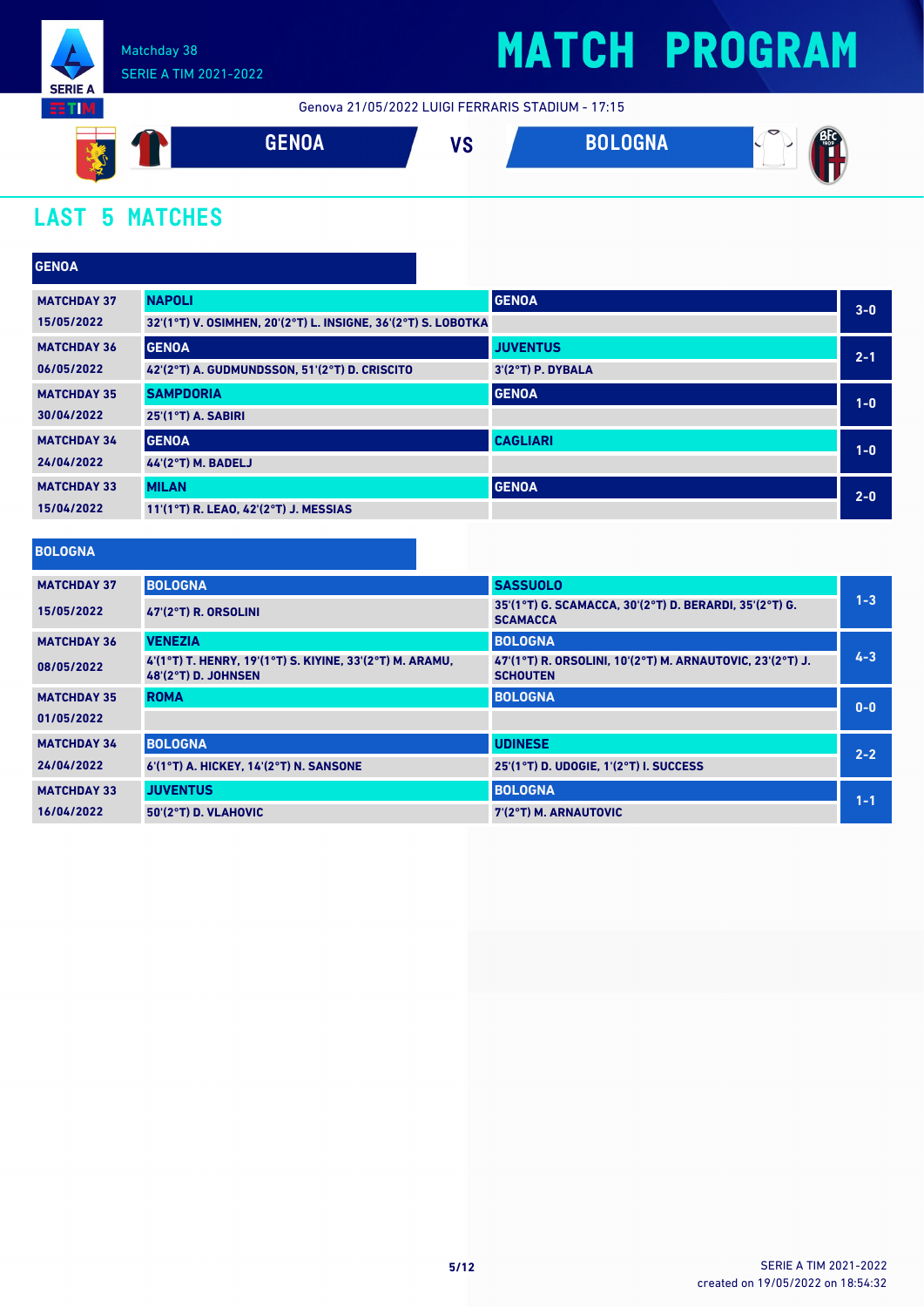Matchday 38
SERIE A TIM 2021-2022

# MATCH PROGRAM

Genova 21/05/2022 LUIGI FERRARIS STADIUM - 17:15

**GENOA** VS **BOLOGNA**

## LAST 5 MATCHES

### GENOA

| Matchday | Home | Away | Result |
|---|---|---|---|
| MATCHDAY 37<br>15/05/2022 | **NAPOLI**<br>32'(1°T) V. OSIMHEN, 20'(2°T) L. INSIGNE, 36'(2°T) S. LOBOTKA | **GENOA** | 3-0 |
| MATCHDAY 36<br>06/05/2022 | **GENOA**<br>42'(2°T) A. GUDMUNDSSON, 51'(2°T) D. CRISCITO | **JUVENTUS**<br>3'(2°T) P. DYBALA | 2-1 |
| MATCHDAY 35<br>30/04/2022 | **SAMPDORIA**<br>25'(1°T) A. SABIRI | **GENOA** | 1-0 |
| MATCHDAY 34<br>24/04/2022 | **GENOA**<br>44'(2°T) M. BADELJ | **CAGLIARI** | 1-0 |
| MATCHDAY 33<br>15/04/2022 | **MILAN**<br>11'(1°T) R. LEAO, 42'(2°T) J. MESSIAS | **GENOA** | 2-0 |

### BOLOGNA

| Matchday | Home | Away | Result |
|---|---|---|---|
| MATCHDAY 37<br>15/05/2022 | **BOLOGNA**<br>47'(2°T) R. ORSOLINI | **SASSUOLO**<br>35'(1°T) G. SCAMACCA, 30'(2°T) D. BERARDI, 35'(2°T) G. SCAMACCA | 1-3 |
| MATCHDAY 36<br>08/05/2022 | **VENEZIA**<br>4'(1°T) T. HENRY, 19'(1°T) S. KIYINE, 33'(2°T) M. ARAMU, 48'(2°T) D. JOHNSEN | **BOLOGNA**<br>47'(1°T) R. ORSOLINI, 10'(2°T) M. ARNAUTOVIC, 23'(2°T) J. SCHOUTEN | 4-3 |
| MATCHDAY 35<br>01/05/2022 | **ROMA** | **BOLOGNA** | 0-0 |
| MATCHDAY 34<br>24/04/2022 | **BOLOGNA**<br>6'(1°T) A. HICKEY, 14'(2°T) N. SANSONE | **UDINESE**<br>25'(1°T) D. UDOGIE, 1'(2°T) I. SUCCESS | 2-2 |
| MATCHDAY 33<br>16/04/2022 | **JUVENTUS**<br>50'(2°T) D. VLAHOVIC | **BOLOGNA**<br>7'(2°T) M. ARNAUTOVIC | 1-1 |

SERIE A TIM 2021-2022
created on 19/05/2022 on 18:54:32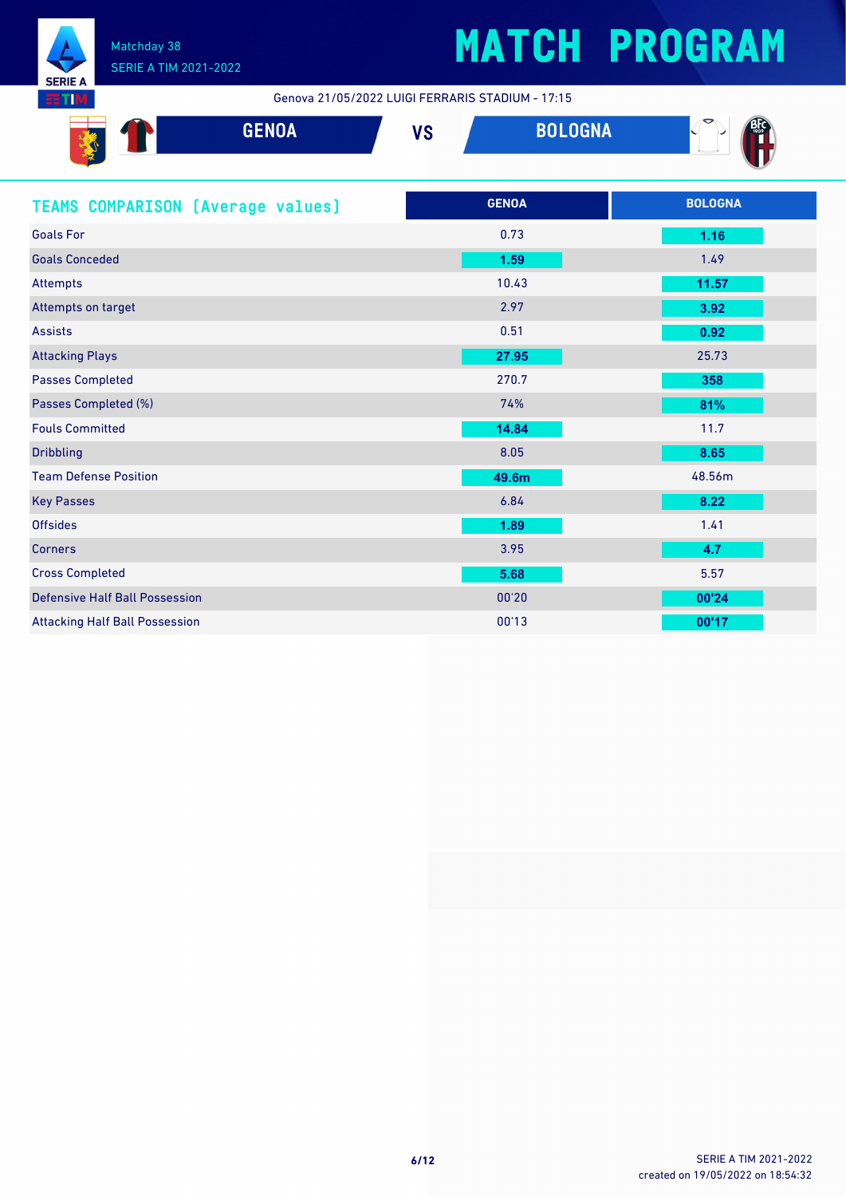# MATCH PROGRAM

Matchday 38
SERIE A TIM 2021-2022

Genova 21/05/2022 LUIGI FERRARIS STADIUM - 17:15

**GENOA** VS **BOLOGNA**

## TEAMS COMPARISON (Average values)

| | GENOA | BOLOGNA |
|---|---|---|
| Goals For | 0.73 | **1.16** |
| Goals Conceded | **1.59** | 1.49 |
| Attempts | 10.43 | **11.57** |
| Attempts on target | 2.97 | **3.92** |
| Assists | 0.51 | **0.92** |
| Attacking Plays | **27.95** | 25.73 |
| Passes Completed | 270.7 | **358** |
| Passes Completed (%) | 74% | **81%** |
| Fouls Committed | **14.84** | 11.7 |
| Dribbling | 8.05 | **8.65** |
| Team Defense Position | **49.6m** | 48.56m |
| Key Passes | 6.84 | **8.22** |
| Offsides | **1.89** | 1.41 |
| Corners | 3.95 | **4.7** |
| Cross Completed | **5.68** | 5.57 |
| Defensive Half Ball Possession | 00'20 | **00'24** |
| Attacking Half Ball Possession | 00'13 | **00'17** |

SERIE A TIM 2021-2022
created on 19/05/2022 on 18:54:32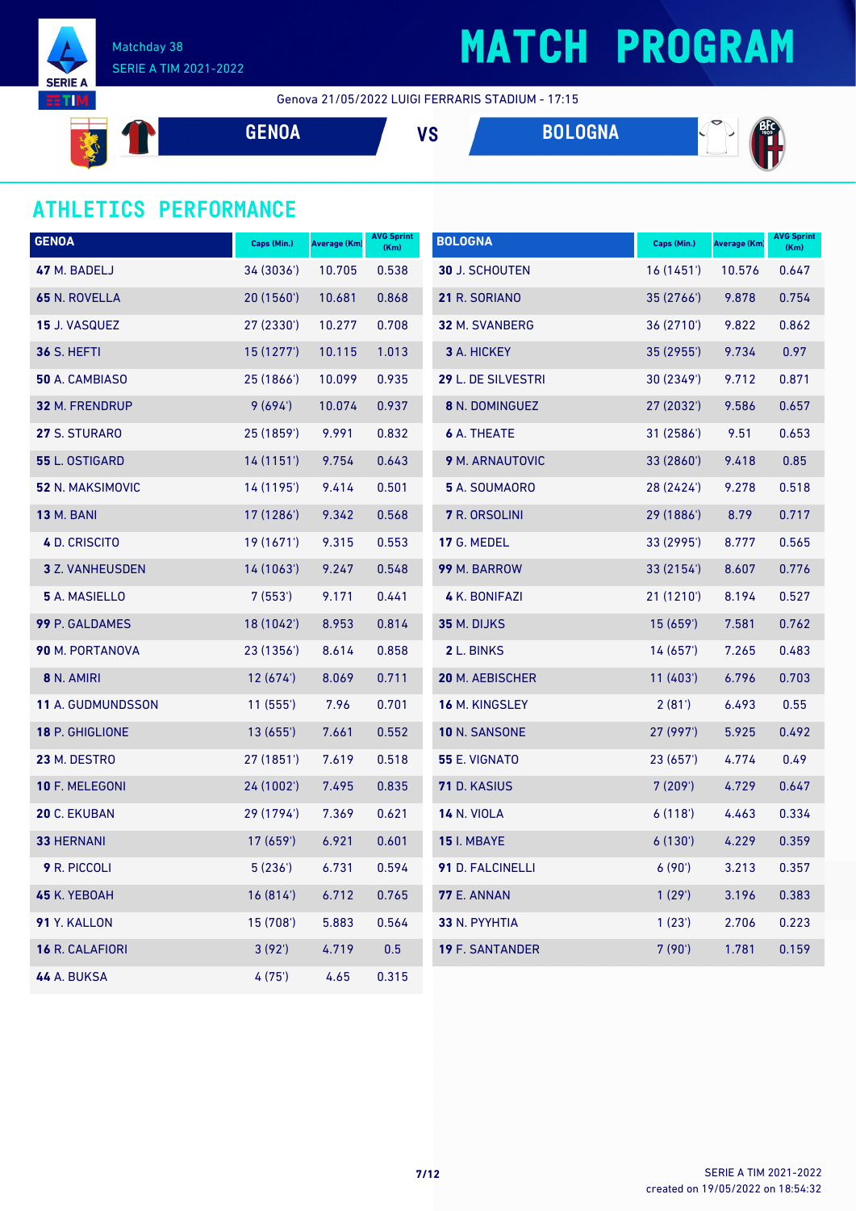# MATCH PROGRAM

Matchday 38
SERIE A TIM 2021-2022

Genova 21/05/2022 LUIGI FERRARIS STADIUM - 17:15

**GENOA** VS **BOLOGNA**

## ATHLETICS PERFORMANCE

| GENOA | Caps (Min.) | Average (Km) | AVG Sprint (Km) |
|---|---|---|---|
| **47** M. BADELJ | 34 (3036') | 10.705 | 0.538 |
| **65** N. ROVELLA | 20 (1560') | 10.681 | 0.868 |
| **15** J. VASQUEZ | 27 (2330') | 10.277 | 0.708 |
| **36** S. HEFTI | 15 (1277') | 10.115 | 1.013 |
| **50** A. CAMBIASO | 25 (1866') | 10.099 | 0.935 |
| **32** M. FRENDRUP | 9 (694') | 10.074 | 0.937 |
| **27** S. STURARO | 25 (1859') | 9.991 | 0.832 |
| **55** L. OSTIGARD | 14 (1151') | 9.754 | 0.643 |
| **52** N. MAKSIMOVIC | 14 (1195') | 9.414 | 0.501 |
| **13** M. BANI | 17 (1286') | 9.342 | 0.568 |
| **4** D. CRISCITO | 19 (1671') | 9.315 | 0.553 |
| **3** Z. VANHEUSDEN | 14 (1063') | 9.247 | 0.548 |
| **5** A. MASIELLO | 7 (553') | 9.171 | 0.441 |
| **99** P. GALDAMES | 18 (1042') | 8.953 | 0.814 |
| **90** M. PORTANOVA | 23 (1356') | 8.614 | 0.858 |
| **8** N. AMIRI | 12 (674') | 8.069 | 0.711 |
| **11** A. GUDMUNDSSON | 11 (555') | 7.96 | 0.701 |
| **18** P. GHIGLIONE | 13 (655') | 7.661 | 0.552 |
| **23** M. DESTRO | 27 (1851') | 7.619 | 0.518 |
| **10** F. MELEGONI | 24 (1002') | 7.495 | 0.835 |
| **20** C. EKUBAN | 29 (1794') | 7.369 | 0.621 |
| **33** HERNANI | 17 (659') | 6.921 | 0.601 |
| **9** R. PICCOLI | 5 (236') | 6.731 | 0.594 |
| **45** K. YEBOAH | 16 (814') | 6.712 | 0.765 |
| **91** Y. KALLON | 15 (708') | 5.883 | 0.564 |
| **16** R. CALAFIORI | 3 (92') | 4.719 | 0.5 |
| **44** A. BUKSA | 4 (75') | 4.65 | 0.315 |

| BOLOGNA | Caps (Min.) | Average (Km) | AVG Sprint (Km) |
|---|---|---|---|
| **30** J. SCHOUTEN | 16 (1451') | 10.576 | 0.647 |
| **21** R. SORIANO | 35 (2766') | 9.878 | 0.754 |
| **32** M. SVANBERG | 36 (2710') | 9.822 | 0.862 |
| **3** A. HICKEY | 35 (2955') | 9.734 | 0.97 |
| **29** L. DE SILVESTRI | 30 (2349') | 9.712 | 0.871 |
| **8** N. DOMINGUEZ | 27 (2032') | 9.586 | 0.657 |
| **6** A. THEATE | 31 (2586') | 9.51 | 0.653 |
| **9** M. ARNAUTOVIC | 33 (2860') | 9.418 | 0.85 |
| **5** A. SOUMAORO | 28 (2424') | 9.278 | 0.518 |
| **7** R. ORSOLINI | 29 (1886') | 8.79 | 0.717 |
| **17** G. MEDEL | 33 (2995') | 8.777 | 0.565 |
| **99** M. BARROW | 33 (2154') | 8.607 | 0.776 |
| **4** K. BONIFAZI | 21 (1210') | 8.194 | 0.527 |
| **35** M. DIJKS | 15 (659') | 7.581 | 0.762 |
| **2** L. BINKS | 14 (657') | 7.265 | 0.483 |
| **20** M. AEBISCHER | 11 (403') | 6.796 | 0.703 |
| **16** M. KINGSLEY | 2 (81') | 6.493 | 0.55 |
| **10** N. SANSONE | 27 (997') | 5.925 | 0.492 |
| **55** E. VIGNATO | 23 (657') | 4.774 | 0.49 |
| **71** D. KASIUS | 7 (209') | 4.729 | 0.647 |
| **14** N. VIOLA | 6 (118') | 4.463 | 0.334 |
| **15** I. MBAYE | 6 (130') | 4.229 | 0.359 |
| **91** D. FALCINELLI | 6 (90') | 3.213 | 0.357 |
| **77** E. ANNAN | 1 (29') | 3.196 | 0.383 |
| **33** N. PYYHTIA | 1 (23') | 2.706 | 0.223 |
| **19** F. SANTANDER | 7 (90') | 1.781 | 0.159 |

SERIE A TIM 2021-2022
created on 19/05/2022 on 18:54:32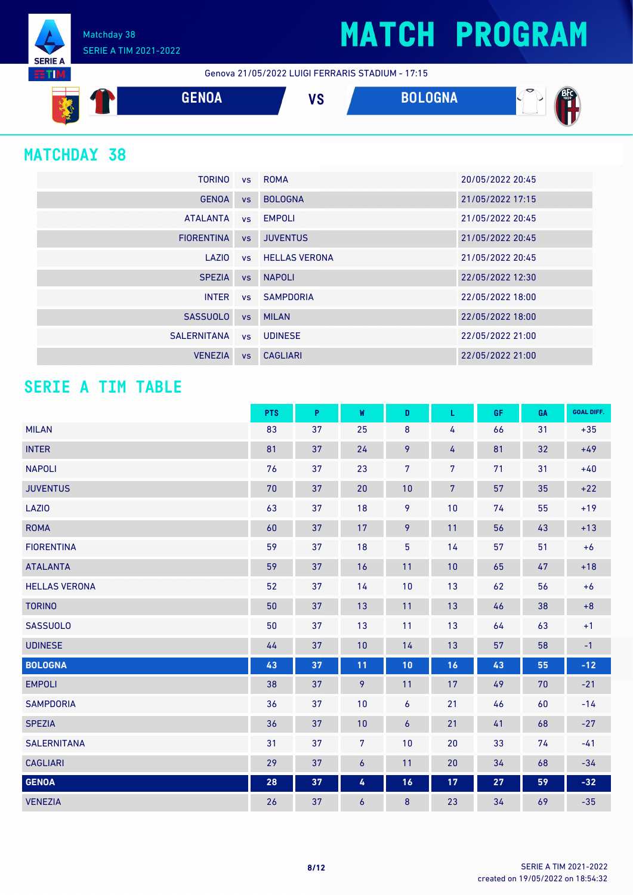# MATCH PROGRAM

Matchday 38
SERIE A TIM 2021-2022

Genova 21/05/2022 LUIGI FERRARIS STADIUM - 17:15

**GENOA** VS **BOLOGNA**

## MATCHDAY 38

| | | | |
|---|---|---|---|
| TORINO | vs | ROMA | 20/05/2022 20:45 |
| GENOA | vs | BOLOGNA | 21/05/2022 17:15 |
| ATALANTA | vs | EMPOLI | 21/05/2022 20:45 |
| FIORENTINA | vs | JUVENTUS | 21/05/2022 20:45 |
| LAZIO | vs | HELLAS VERONA | 21/05/2022 20:45 |
| SPEZIA | vs | NAPOLI | 22/05/2022 12:30 |
| INTER | vs | SAMPDORIA | 22/05/2022 18:00 |
| SASSUOLO | vs | MILAN | 22/05/2022 18:00 |
| SALERNITANA | vs | UDINESE | 22/05/2022 21:00 |
| VENEZIA | vs | CAGLIARI | 22/05/2022 21:00 |

## SERIE A TIM TABLE

| | PTS | P | W | D | L | GF | GA | GOAL DIFF. |
|---|---|---|---|---|---|---|---|---|
| MILAN | 83 | 37 | 25 | 8 | 4 | 66 | 31 | +35 |
| INTER | 81 | 37 | 24 | 9 | 4 | 81 | 32 | +49 |
| NAPOLI | 76 | 37 | 23 | 7 | 7 | 71 | 31 | +40 |
| JUVENTUS | 70 | 37 | 20 | 10 | 7 | 57 | 35 | +22 |
| LAZIO | 63 | 37 | 18 | 9 | 10 | 74 | 55 | +19 |
| ROMA | 60 | 37 | 17 | 9 | 11 | 56 | 43 | +13 |
| FIORENTINA | 59 | 37 | 18 | 5 | 14 | 57 | 51 | +6 |
| ATALANTA | 59 | 37 | 16 | 11 | 10 | 65 | 47 | +18 |
| HELLAS VERONA | 52 | 37 | 14 | 10 | 13 | 62 | 56 | +6 |
| TORINO | 50 | 37 | 13 | 11 | 13 | 46 | 38 | +8 |
| SASSUOLO | 50 | 37 | 13 | 11 | 13 | 64 | 63 | +1 |
| UDINESE | 44 | 37 | 10 | 14 | 13 | 57 | 58 | -1 |
| **BOLOGNA** | **43** | **37** | **11** | **10** | **16** | **43** | **55** | **-12** |
| EMPOLI | 38 | 37 | 9 | 11 | 17 | 49 | 70 | -21 |
| SAMPDORIA | 36 | 37 | 10 | 6 | 21 | 46 | 60 | -14 |
| SPEZIA | 36 | 37 | 10 | 6 | 21 | 41 | 68 | -27 |
| SALERNITANA | 31 | 37 | 7 | 10 | 20 | 33 | 74 | -41 |
| CAGLIARI | 29 | 37 | 6 | 11 | 20 | 34 | 68 | -34 |
| **GENOA** | **28** | **37** | **4** | **16** | **17** | **27** | **59** | **-32** |
| VENEZIA | 26 | 37 | 6 | 8 | 23 | 34 | 69 | -35 |

created on 19/05/2022 on 18:54:32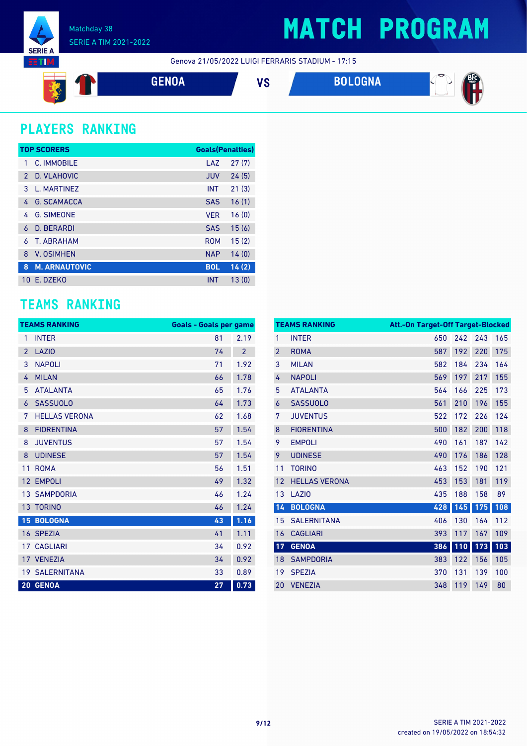Matchday 38
SERIE A TIM 2021-2022

# MATCH PROGRAM

Genova 21/05/2022 LUIGI FERRARIS STADIUM - 17:15

GENOA VS BOLOGNA

## PLAYERS RANKING

| TOP SCORERS | | | Goals(Penalties) |
|---|---|---|---|
| 1 | C. IMMOBILE | LAZ | 27 (7) |
| 2 | D. VLAHOVIC | JUV | 24 (5) |
| 3 | L. MARTINEZ | INT | 21 (3) |
| 4 | G. SCAMACCA | SAS | 16 (1) |
| 4 | G. SIMEONE | VER | 16 (0) |
| 6 | D. BERARDI | SAS | 15 (6) |
| 6 | T. ABRAHAM | ROM | 15 (2) |
| 8 | V. OSIMHEN | NAP | 14 (0) |
| **8** | **M. ARNAUTOVIC** | **BOL** | **14 (2)** |
| 10 | E. DZEKO | INT | 13 (0) |

## TEAMS RANKING

| TEAMS RANKING | | Goals | Goals per game |
|---|---|---|---|
| 1 | INTER | 81 | 2.19 |
| 2 | LAZIO | 74 | 2 |
| 3 | NAPOLI | 71 | 1.92 |
| 4 | MILAN | 66 | 1.78 |
| 5 | ATALANTA | 65 | 1.76 |
| 6 | SASSUOLO | 64 | 1.73 |
| 7 | HELLAS VERONA | 62 | 1.68 |
| 8 | FIORENTINA | 57 | 1.54 |
| 8 | JUVENTUS | 57 | 1.54 |
| 8 | UDINESE | 57 | 1.54 |
| 11 | ROMA | 56 | 1.51 |
| 12 | EMPOLI | 49 | 1.32 |
| 13 | SAMPDORIA | 46 | 1.24 |
| 13 | TORINO | 46 | 1.24 |
| **15** | **BOLOGNA** | **43** | **1.16** |
| 16 | SPEZIA | 41 | 1.11 |
| 17 | CAGLIARI | 34 | 0.92 |
| 17 | VENEZIA | 34 | 0.92 |
| 19 | SALERNITANA | 33 | 0.89 |
| **20** | **GENOA** | **27** | **0.73** |

| TEAMS RANKING | | Att. | On Target | Off Target | Blocked |
|---|---|---|---|---|---|
| 1 | INTER | 650 | 242 | 243 | 165 |
| 2 | ROMA | 587 | 192 | 220 | 175 |
| 3 | MILAN | 582 | 184 | 234 | 164 |
| 4 | NAPOLI | 569 | 197 | 217 | 155 |
| 5 | ATALANTA | 564 | 166 | 225 | 173 |
| 6 | SASSUOLO | 561 | 210 | 196 | 155 |
| 7 | JUVENTUS | 522 | 172 | 226 | 124 |
| 8 | FIORENTINA | 500 | 182 | 200 | 118 |
| 9 | EMPOLI | 490 | 161 | 187 | 142 |
| 9 | UDINESE | 490 | 176 | 186 | 128 |
| 11 | TORINO | 463 | 152 | 190 | 121 |
| 12 | HELLAS VERONA | 453 | 153 | 181 | 119 |
| 13 | LAZIO | 435 | 188 | 158 | 89 |
| **14** | **BOLOGNA** | **428** | **145** | **175** | **108** |
| 15 | SALERNITANA | 406 | 130 | 164 | 112 |
| 16 | CAGLIARI | 393 | 117 | 167 | 109 |
| **17** | **GENOA** | **386** | **110** | **173** | **103** |
| 18 | SAMPDORIA | 383 | 122 | 156 | 105 |
| 19 | SPEZIA | 370 | 131 | 139 | 100 |
| 20 | VENEZIA | 348 | 119 | 149 | 80 |

SERIE A TIM 2021-2022
created on 19/05/2022 on 18:54:32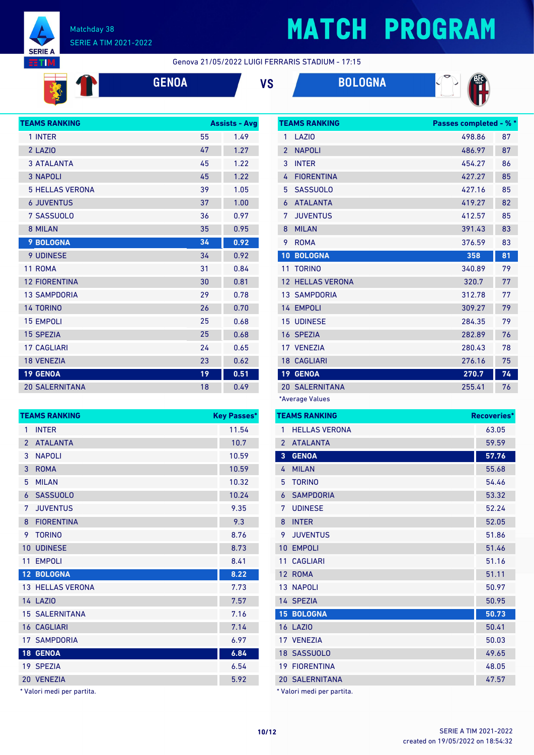# MATCH PROGRAM

Matchday 38
SERIE A TIM 2021-2022

Genova 21/05/2022 LUIGI FERRARIS STADIUM - 17:15

**GENOA** VS **BOLOGNA**

| TEAMS RANKING | Assists | Avg |
|---|---|---|
| 1 INTER | 55 | 1.49 |
| 2 LAZIO | 47 | 1.27 |
| 3 ATALANTA | 45 | 1.22 |
| 3 NAPOLI | 45 | 1.22 |
| 5 HELLAS VERONA | 39 | 1.05 |
| 6 JUVENTUS | 37 | 1.00 |
| 7 SASSUOLO | 36 | 0.97 |
| 8 MILAN | 35 | 0.95 |
| **9 BOLOGNA** | **34** | **0.92** |
| 9 UDINESE | 34 | 0.92 |
| 11 ROMA | 31 | 0.84 |
| 12 FIORENTINA | 30 | 0.81 |
| 13 SAMPDORIA | 29 | 0.78 |
| 14 TORINO | 26 | 0.70 |
| 15 EMPOLI | 25 | 0.68 |
| 15 SPEZIA | 25 | 0.68 |
| 17 CAGLIARI | 24 | 0.65 |
| 18 VENEZIA | 23 | 0.62 |
| **19 GENOA** | **19** | **0.51** |
| 20 SALERNITANA | 18 | 0.49 |

| TEAMS RANKING | Passes completed * | % * |
|---|---|---|
| 1 LAZIO | 498.86 | 87 |
| 2 NAPOLI | 486.97 | 87 |
| 3 INTER | 454.27 | 86 |
| 4 FIORENTINA | 427.27 | 85 |
| 5 SASSUOLO | 427.16 | 85 |
| 6 ATALANTA | 419.27 | 82 |
| 7 JUVENTUS | 412.57 | 85 |
| 8 MILAN | 391.43 | 83 |
| 9 ROMA | 376.59 | 83 |
| **10 BOLOGNA** | **358** | **81** |
| 11 TORINO | 340.89 | 79 |
| 12 HELLAS VERONA | 320.7 | 77 |
| 13 SAMPDORIA | 312.78 | 77 |
| 14 EMPOLI | 309.27 | 79 |
| 15 UDINESE | 284.35 | 79 |
| 16 SPEZIA | 282.89 | 76 |
| 17 VENEZIA | 280.43 | 78 |
| 18 CAGLIARI | 276.16 | 75 |
| **19 GENOA** | **270.7** | **74** |
| 20 SALERNITANA | 255.41 | 76 |

*Average Values

| TEAMS RANKING | Key Passes* |
|---|---|
| 1 INTER | 11.54 |
| 2 ATALANTA | 10.7 |
| 3 NAPOLI | 10.59 |
| 3 ROMA | 10.59 |
| 5 MILAN | 10.32 |
| 6 SASSUOLO | 10.24 |
| 7 JUVENTUS | 9.35 |
| 8 FIORENTINA | 9.3 |
| 9 TORINO | 8.76 |
| 10 UDINESE | 8.73 |
| 11 EMPOLI | 8.41 |
| **12 BOLOGNA** | **8.22** |
| 13 HELLAS VERONA | 7.73 |
| 14 LAZIO | 7.57 |
| 15 SALERNITANA | 7.16 |
| 16 CAGLIARI | 7.14 |
| 17 SAMPDORIA | 6.97 |
| **18 GENOA** | **6.84** |
| 19 SPEZIA | 6.54 |
| 20 VENEZIA | 5.92 |

* Valori medi per partita.

| TEAMS RANKING | Recoveries* |
|---|---|
| 1 HELLAS VERONA | 63.05 |
| 2 ATALANTA | 59.59 |
| **3 GENOA** | **57.76** |
| 4 MILAN | 55.68 |
| 5 TORINO | 54.46 |
| 6 SAMPDORIA | 53.32 |
| 7 UDINESE | 52.24 |
| 8 INTER | 52.05 |
| 9 JUVENTUS | 51.86 |
| 10 EMPOLI | 51.46 |
| 11 CAGLIARI | 51.16 |
| 12 ROMA | 51.11 |
| 13 NAPOLI | 50.97 |
| 14 SPEZIA | 50.95 |
| **15 BOLOGNA** | **50.73** |
| 16 LAZIO | 50.41 |
| 17 VENEZIA | 50.03 |
| 18 SASSUOLO | 49.65 |
| 19 FIORENTINA | 48.05 |
| 20 SALERNITANA | 47.57 |

* Valori medi per partita.

SERIE A TIM 2021-2022
created on 19/05/2022 on 18:54:32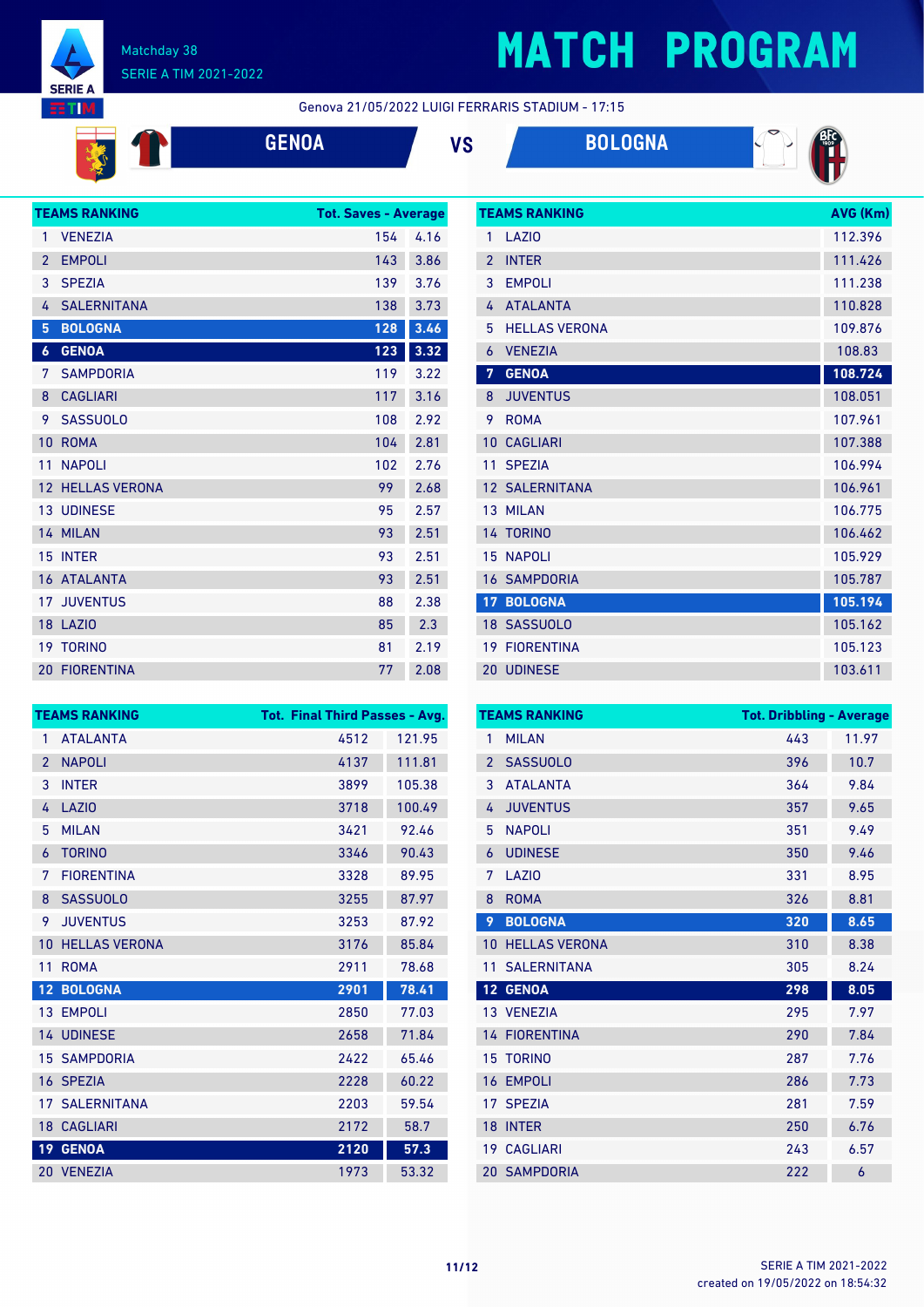# MATCH PROGRAM

Matchday 38
SERIE A TIM 2021-2022

Genova 21/05/2022 LUIGI FERRARIS STADIUM - 17:15

**GENOA** VS **BOLOGNA**

| TEAMS RANKING | | Tot. Saves | Average |
|---|---|---|---|
| 1 | VENEZIA | 154 | 4.16 |
| 2 | EMPOLI | 143 | 3.86 |
| 3 | SPEZIA | 139 | 3.76 |
| 4 | SALERNITANA | 138 | 3.73 |
| **5** | **BOLOGNA** | **128** | **3.46** |
| **6** | **GENOA** | **123** | **3.32** |
| 7 | SAMPDORIA | 119 | 3.22 |
| 8 | CAGLIARI | 117 | 3.16 |
| 9 | SASSUOLO | 108 | 2.92 |
| 10 | ROMA | 104 | 2.81 |
| 11 | NAPOLI | 102 | 2.76 |
| 12 | HELLAS VERONA | 99 | 2.68 |
| 13 | UDINESE | 95 | 2.57 |
| 14 | MILAN | 93 | 2.51 |
| 15 | INTER | 93 | 2.51 |
| 16 | ATALANTA | 93 | 2.51 |
| 17 | JUVENTUS | 88 | 2.38 |
| 18 | LAZIO | 85 | 2.3 |
| 19 | TORINO | 81 | 2.19 |
| 20 | FIORENTINA | 77 | 2.08 |

| TEAMS RANKING | | AVG (Km) |
|---|---|---|
| 1 | LAZIO | 112.396 |
| 2 | INTER | 111.426 |
| 3 | EMPOLI | 111.238 |
| 4 | ATALANTA | 110.828 |
| 5 | HELLAS VERONA | 109.876 |
| 6 | VENEZIA | 108.83 |
| **7** | **GENOA** | **108.724** |
| 8 | JUVENTUS | 108.051 |
| 9 | ROMA | 107.961 |
| 10 | CAGLIARI | 107.388 |
| 11 | SPEZIA | 106.994 |
| 12 | SALERNITANA | 106.961 |
| 13 | MILAN | 106.775 |
| 14 | TORINO | 106.462 |
| 15 | NAPOLI | 105.929 |
| 16 | SAMPDORIA | 105.787 |
| **17** | **BOLOGNA** | **105.194** |
| 18 | SASSUOLO | 105.162 |
| 19 | FIORENTINA | 105.123 |
| 20 | UDINESE | 103.611 |

| TEAMS RANKING | | Tot. Final Third Passes | Avg. |
|---|---|---|---|
| 1 | ATALANTA | 4512 | 121.95 |
| 2 | NAPOLI | 4137 | 111.81 |
| 3 | INTER | 3899 | 105.38 |
| 4 | LAZIO | 3718 | 100.49 |
| 5 | MILAN | 3421 | 92.46 |
| 6 | TORINO | 3346 | 90.43 |
| 7 | FIORENTINA | 3328 | 89.95 |
| 8 | SASSUOLO | 3255 | 87.97 |
| 9 | JUVENTUS | 3253 | 87.92 |
| 10 | HELLAS VERONA | 3176 | 85.84 |
| 11 | ROMA | 2911 | 78.68 |
| **12** | **BOLOGNA** | **2901** | **78.41** |
| 13 | EMPOLI | 2850 | 77.03 |
| 14 | UDINESE | 2658 | 71.84 |
| 15 | SAMPDORIA | 2422 | 65.46 |
| 16 | SPEZIA | 2228 | 60.22 |
| 17 | SALERNITANA | 2203 | 59.54 |
| 18 | CAGLIARI | 2172 | 58.7 |
| **19** | **GENOA** | **2120** | **57.3** |
| 20 | VENEZIA | 1973 | 53.32 |

| TEAMS RANKING | | Tot. Dribbling | Average |
|---|---|---|---|
| 1 | MILAN | 443 | 11.97 |
| 2 | SASSUOLO | 396 | 10.7 |
| 3 | ATALANTA | 364 | 9.84 |
| 4 | JUVENTUS | 357 | 9.65 |
| 5 | NAPOLI | 351 | 9.49 |
| 6 | UDINESE | 350 | 9.46 |
| 7 | LAZIO | 331 | 8.95 |
| 8 | ROMA | 326 | 8.81 |
| **9** | **BOLOGNA** | **320** | **8.65** |
| 10 | HELLAS VERONA | 310 | 8.38 |
| 11 | SALERNITANA | 305 | 8.24 |
| **12** | **GENOA** | **298** | **8.05** |
| 13 | VENEZIA | 295 | 7.97 |
| 14 | FIORENTINA | 290 | 7.84 |
| 15 | TORINO | 287 | 7.76 |
| 16 | EMPOLI | 286 | 7.73 |
| 17 | SPEZIA | 281 | 7.59 |
| 18 | INTER | 250 | 6.76 |
| 19 | CAGLIARI | 243 | 6.57 |
| 20 | SAMPDORIA | 222 | 6 |

created on 19/05/2022 on 18:54:32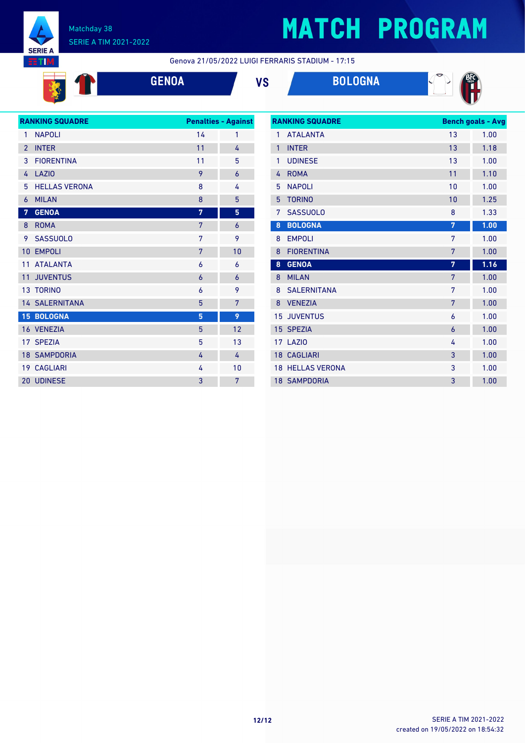# MATCH PROGRAM

Matchday 38
SERIE A TIM 2021-2022

Genova 21/05/2022 LUIGI FERRARIS STADIUM - 17:15

**GENOA** VS **BOLOGNA**

| RANKING SQUADRE | | Penalties | Against |
|---|---|---|---|
| 1 | NAPOLI | 14 | 1 |
| 2 | INTER | 11 | 4 |
| 3 | FIORENTINA | 11 | 5 |
| 4 | LAZIO | 9 | 6 |
| 5 | HELLAS VERONA | 8 | 4 |
| 6 | MILAN | 8 | 5 |
| **7** | **GENOA** | **7** | **5** |
| 8 | ROMA | 7 | 6 |
| 9 | SASSUOLO | 7 | 9 |
| 10 | EMPOLI | 7 | 10 |
| 11 | ATALANTA | 6 | 6 |
| 11 | JUVENTUS | 6 | 6 |
| 13 | TORINO | 6 | 9 |
| 14 | SALERNITANA | 5 | 7 |
| **15** | **BOLOGNA** | **5** | **9** |
| 16 | VENEZIA | 5 | 12 |
| 17 | SPEZIA | 5 | 13 |
| 18 | SAMPDORIA | 4 | 4 |
| 19 | CAGLIARI | 4 | 10 |
| 20 | UDINESE | 3 | 7 |

| RANKING SQUADRE | | Bench goals | Avg |
|---|---|---|---|
| 1 | ATALANTA | 13 | 1.00 |
| 1 | INTER | 13 | 1.18 |
| 1 | UDINESE | 13 | 1.00 |
| 4 | ROMA | 11 | 1.10 |
| 5 | NAPOLI | 10 | 1.00 |
| 5 | TORINO | 10 | 1.25 |
| 7 | SASSUOLO | 8 | 1.33 |
| **8** | **BOLOGNA** | **7** | **1.00** |
| 8 | EMPOLI | 7 | 1.00 |
| 8 | FIORENTINA | 7 | 1.00 |
| **8** | **GENOA** | **7** | **1.16** |
| 8 | MILAN | 7 | 1.00 |
| 8 | SALERNITANA | 7 | 1.00 |
| 8 | VENEZIA | 7 | 1.00 |
| 15 | JUVENTUS | 6 | 1.00 |
| 15 | SPEZIA | 6 | 1.00 |
| 17 | LAZIO | 4 | 1.00 |
| 18 | CAGLIARI | 3 | 1.00 |
| 18 | HELLAS VERONA | 3 | 1.00 |
| 18 | SAMPDORIA | 3 | 1.00 |

SERIE A TIM 2021-2022
created on 19/05/2022 on 18:54:32